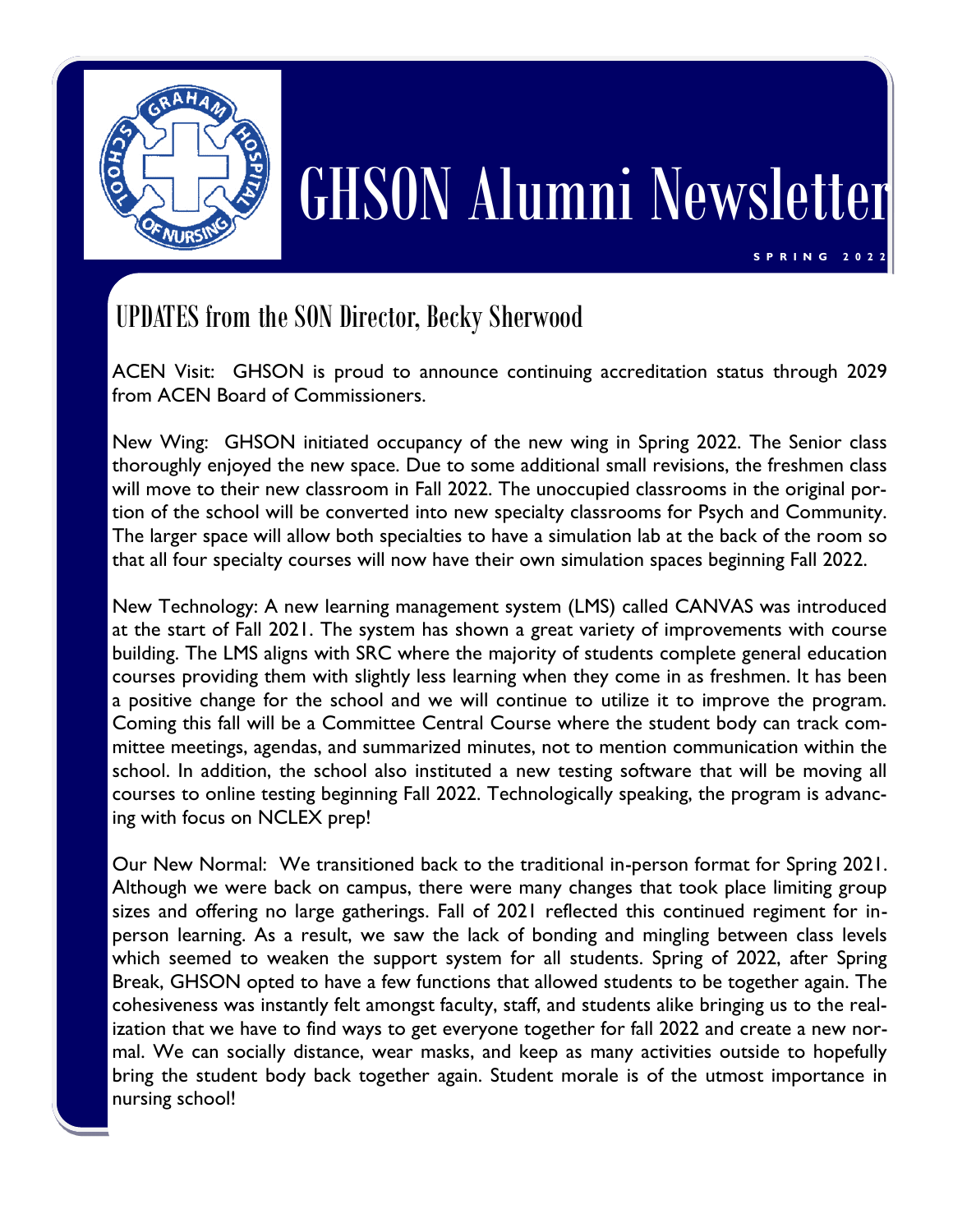# GHSON Alumni Newsletter

SPRING 2022

## UPDATES from the SON Director, Becky Sherwood

ACEN Visit: GHSON is proud to announce continuing accreditation status through 2029 from ACEN Board of Commissioners.

New Wing: GHSON initiated occupancy of the new wing in Spring 2022. The Senior class thoroughly enjoyed the new space. Due to some additional small revisions, the freshmen class will move to their new classroom in Fall 2022. The unoccupied classrooms in the original portion of the school will be converted into new specialty classrooms for Psych and Community. The larger space will allow both specialties to have a simulation lab at the back of the room so that all four specialty courses will now have their own simulation spaces beginning Fall 2022.

New Technology: A new learning management system (LMS) called CANVAS was introduced at the start of Fall 2021. The system has shown a great variety of improvements with course building. The LMS aligns with SRC where the majority of students complete general education courses providing them with slightly less learning when they come in as freshmen. It has been a positive change for the school and we will continue to utilize it to improve the program. Coming this fall will be a Committee Central Course where the student body can track committee meetings, agendas, and summarized minutes, not to mention communication within the school. In addition, the school also instituted a new testing software that will be moving all courses to online testing beginning Fall 2022. Technologically speaking, the program is advancing with focus on NCLEX prep!

Our New Normal: We transitioned back to the traditional in-person format for Spring 2021. Although we were back on campus, there were many changes that took place limiting group sizes and offering no large gatherings. Fall of 2021 reflected this continued regiment for in-person learning. As a result, we saw the lack of bonding and mingling between class levels which seemed to weaken the support system for all students. Spring of 2022, after Spring Break, GHSON opted to have a few functions that allowed students to be together again. The cohesiveness was instantly felt amongst faculty, staff, and students alike bringing us to the realization that we have to find ways to get everyone together for fall 2022 and create a new normal. We can socially distance, wear masks, and keep as many activities outside to hopefully bring the student body back together again. Student morale is of the utmost importance in nursing school!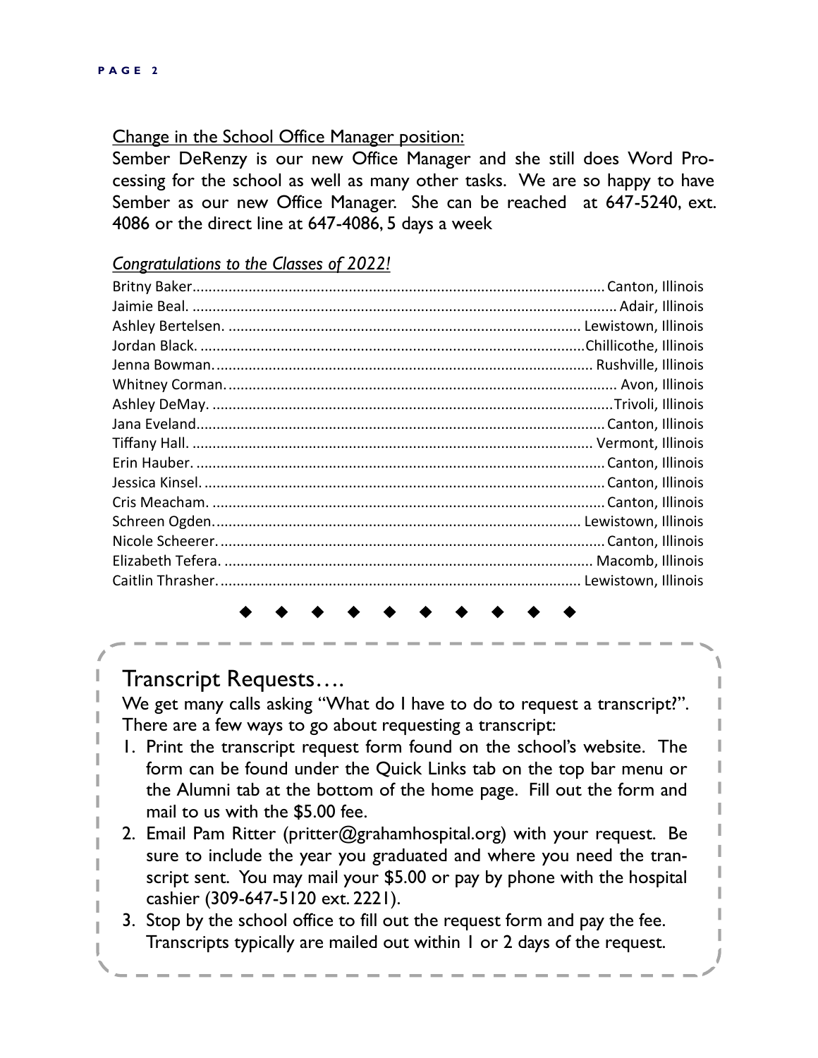Change in the School Office Manager position:

Sember DeRenzy is our new Office Manager and she still does Word Processing for the school as well as many other tasks. We are so happy to have Sember as our new Office Manager. She can be reached at 647-5240, ext. 4086 or the direct line at 647-4086, 5 days a week

*Congratulations to the Classes of 2022!*

| Name | Hometown |
| --- | --- |
| Britny Baker | Canton, Illinois |
| Jaimie Beal. | Adair, Illinois |
| Ashley Bertelsen. | Lewistown, Illinois |
| Jordan Black. | Chillicothe, Illinois |
| Jenna Bowman. | Rushville, Illinois |
| Whitney Corman. | Avon, Illinois |
| Ashley DeMay. | Trivoli, Illinois |
| Jana Eveland | Canton, Illinois |
| Tiffany Hall. | Vermont, Illinois |
| Erin Hauber. | Canton, Illinois |
| Jessica Kinsel. | Canton, Illinois |
| Cris Meacham. | Canton, Illinois |
| Schreen Ogden. | Lewistown, Illinois |
| Nicole Scheerer. | Canton, Illinois |
| Elizabeth Tefera. | Macomb, Illinois |
| Caitlin Thrasher. | Lewistown, Illinois |

◆ ◆ ◆ ◆ ◆ ◆ ◆ ◆ ◆ ◆

## Transcript Requests….

We get many calls asking "What do I have to do to request a transcript?". There are a few ways to go about requesting a transcript:

1. Print the transcript request form found on the school's website. The form can be found under the Quick Links tab on the top bar menu or the Alumni tab at the bottom of the home page. Fill out the form and mail to us with the $5.00 fee.
2. Email Pam Ritter (pritter@grahamhospital.org) with your request. Be sure to include the year you graduated and where you need the transcript sent. You may mail your $5.00 or pay by phone with the hospital cashier (309-647-5120 ext. 2221).
3. Stop by the school office to fill out the request form and pay the fee. Transcripts typically are mailed out within 1 or 2 days of the request.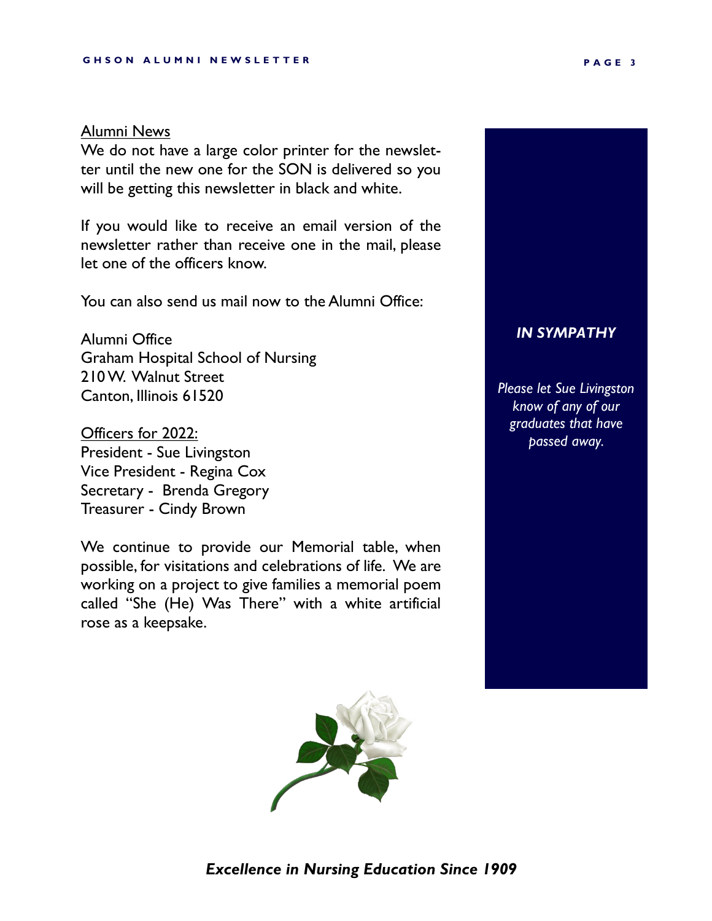## Alumni News

We do not have a large color printer for the newsletter until the new one for the SON is delivered so you will be getting this newsletter in black and white.

If you would like to receive an email version of the newsletter rather than receive one in the mail, please let one of the officers know.

You can also send us mail now to the Alumni Office:

Alumni Office
Graham Hospital School of Nursing
210 W. Walnut Street
Canton, Illinois 61520

Officers for 2022:
President - Sue Livingston
Vice President - Regina Cox
Secretary - Brenda Gregory
Treasurer - Cindy Brown

We continue to provide our Memorial table, when possible, for visitations and celebrations of life. We are working on a project to give families a memorial poem called "She (He) Was There" with a white artificial rose as a keepsake.

### *IN SYMPATHY*

*Please let Sue Livingston know of any of our graduates that have passed away.*

***Excellence in Nursing Education Since 1909***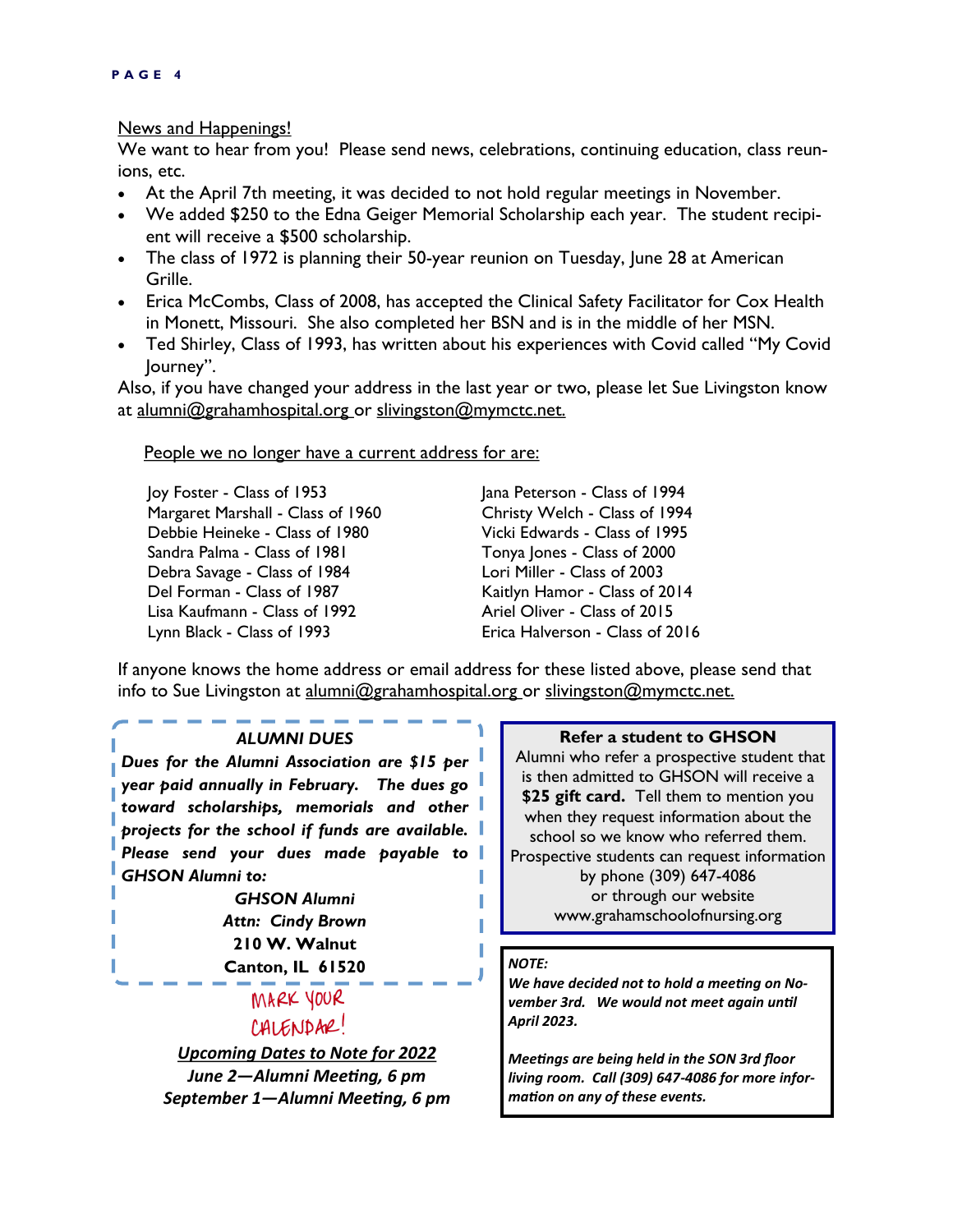News and Happenings!

We want to hear from you! Please send news, celebrations, continuing education, class reunions, etc.

- At the April 7th meeting, it was decided to not hold regular meetings in November.
- We added $250 to the Edna Geiger Memorial Scholarship each year. The student recipient will receive a $500 scholarship.
- The class of 1972 is planning their 50-year reunion on Tuesday, June 28 at American Grille.
- Erica McCombs, Class of 2008, has accepted the Clinical Safety Facilitator for Cox Health in Monett, Missouri. She also completed her BSN and is in the middle of her MSN.
- Ted Shirley, Class of 1993, has written about his experiences with Covid called "My Covid Journey".

Also, if you have changed your address in the last year or two, please let Sue Livingston know at alumni@grahamhospital.org or slivingston@mymctc.net.

People we no longer have a current address for are:

Joy Foster - Class of 1953
Margaret Marshall - Class of 1960
Debbie Heineke - Class of 1980
Sandra Palma - Class of 1981
Debra Savage - Class of 1984
Del Forman - Class of 1987
Lisa Kaufmann - Class of 1992
Lynn Black - Class of 1993
Jana Peterson - Class of 1994
Christy Welch - Class of 1994
Vicki Edwards - Class of 1995
Tonya Jones - Class of 2000
Lori Miller - Class of 2003
Kaitlyn Hamor - Class of 2014
Ariel Oliver - Class of 2015
Erica Halverson - Class of 2016

If anyone knows the home address or email address for these listed above, please send that info to Sue Livingston at alumni@grahamhospital.org or slivingston@mymctc.net.

***ALUMNI DUES***

***Dues for the Alumni Association are $15 per year paid annually in February. The dues go toward scholarships, memorials and other projects for the school if funds are available. Please send your dues made payable to GHSON Alumni to:***

***GHSON Alumni***
***Attn: Cindy Brown***
**210 W. Walnut**
**Canton, IL 61520**

MARK YOUR CALENDAR!

***Upcoming Dates to Note for 2022***

***June 2—Alumni Meeting, 6 pm***

***September 1—Alumni Meeting, 6 pm***

**Refer a student to GHSON**

Alumni who refer a prospective student that is then admitted to GHSON will receive a **$25 gift card.** Tell them to mention you when they request information about the school so we know who referred them. Prospective students can request information by phone (309) 647-4086 or through our website www.grahamschoolofnursing.org

***NOTE:***

***We have decided not to hold a meeting on November 3rd. We would not meet again until April 2023.***

***Meetings are being held in the SON 3rd floor living room. Call (309) 647-4086 for more information on any of these events.***